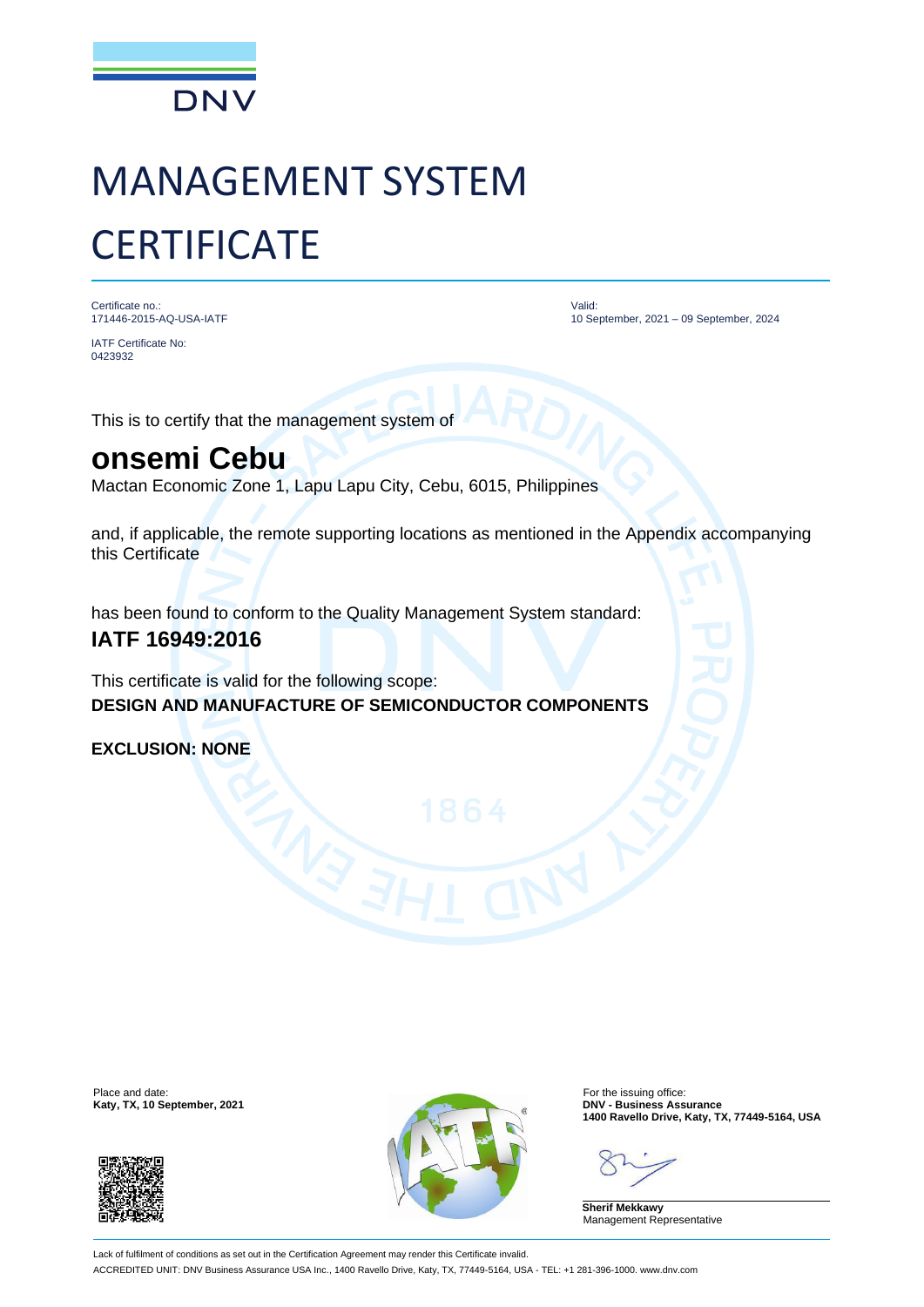DNV

# MANAGEMENT SYSTEM CERTIFICATE

Certificate no.:
171446-2015-AQ-USA-IATF

IATF Certificate No:
0423932

Valid:
10 September, 2021 – 09 September, 2024

This is to certify that the management system of

## onsemi Cebu

Mactan Economic Zone 1, Lapu Lapu City, Cebu, 6015, Philippines

and, if applicable, the remote supporting locations as mentioned in the Appendix accompanying this Certificate

has been found to conform to the Quality Management System standard:

**IATF 16949:2016**

This certificate is valid for the following scope:

**DESIGN AND MANUFACTURE OF SEMICONDUCTOR COMPONENTS**

**EXCLUSION: NONE**

Place and date:
**Katy, TX, 10 September, 2021**

For the issuing office:
**DNV - Business Assurance**
**1400 Ravello Drive, Katy, TX, 77449-5164, USA**

**Sherif Mekkawy**
Management Representative

Lack of fulfilment of conditions as set out in the Certification Agreement may render this Certificate invalid.

ACCREDITED UNIT: DNV Business Assurance USA Inc., 1400 Ravello Drive, Katy, TX, 77449-5164, USA - TEL: +1 281-396-1000. www.dnv.com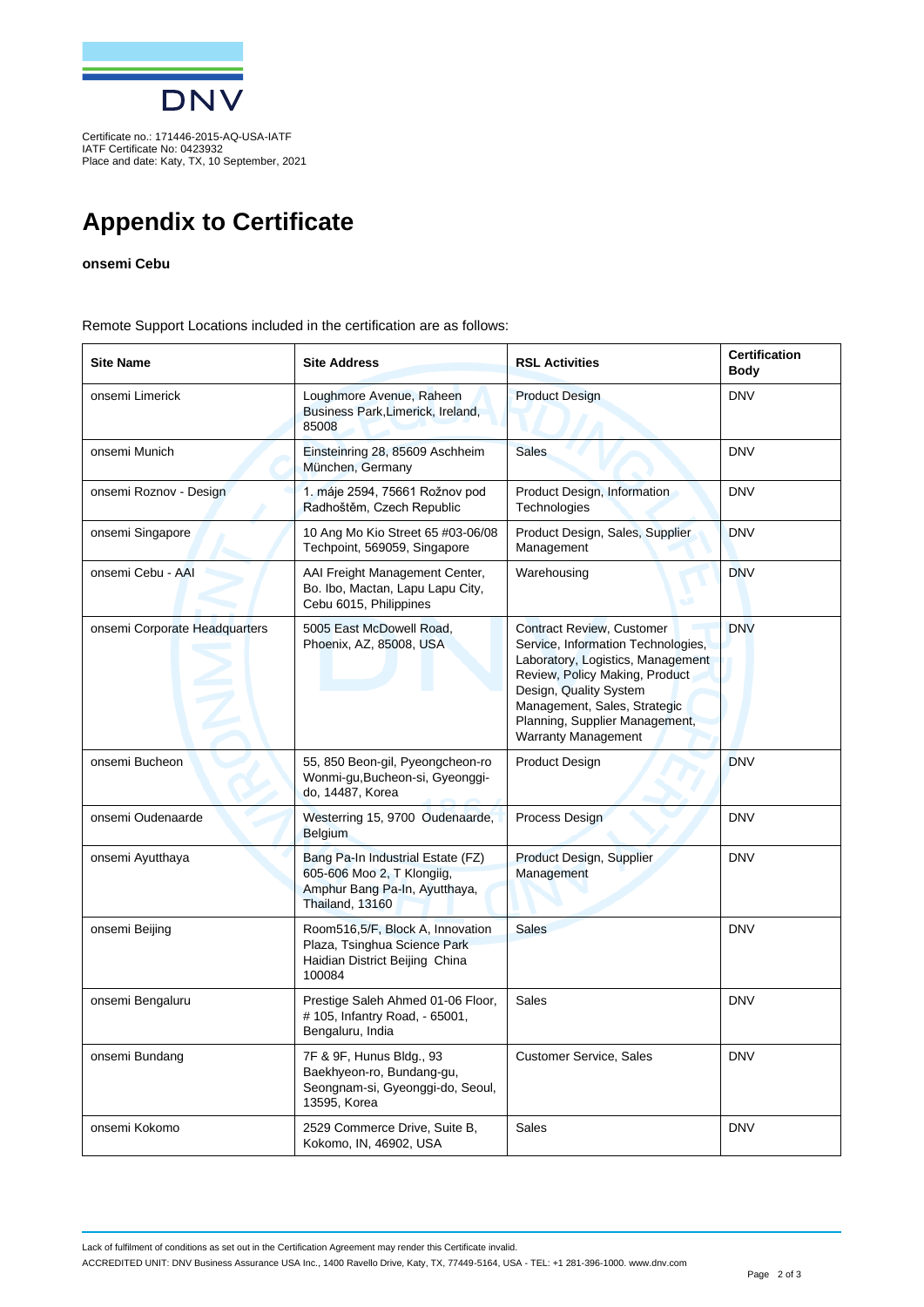Certificate no.: 171446-2015-AQ-USA-IATF
IATF Certificate No: 0423932
Place and date: Katy, TX, 10 September, 2021

# Appendix to Certificate

**onsemi Cebu**

Remote Support Locations included in the certification are as follows:

| Site Name | Site Address | RSL Activities | Certification Body |
|---|---|---|---|
| onsemi Limerick | Loughmore Avenue, Raheen Business Park,Limerick, Ireland, 85008 | Product Design | DNV |
| onsemi Munich | Einsteinring 28, 85609 Aschheim München, Germany | Sales | DNV |
| onsemi Roznov - Design | 1. máje 2594, 75661 Rožnov pod Radhoštěm, Czech Republic | Product Design, Information Technologies | DNV |
| onsemi Singapore | 10 Ang Mo Kio Street 65 #03-06/08 Techpoint, 569059, Singapore | Product Design, Sales, Supplier Management | DNV |
| onsemi Cebu - AAI | AAI Freight Management Center, Bo. Ibo, Mactan, Lapu Lapu City, Cebu 6015, Philippines | Warehousing | DNV |
| onsemi Corporate Headquarters | 5005 East McDowell Road, Phoenix, AZ, 85008, USA | Contract Review, Customer Service, Information Technologies, Laboratory, Logistics, Management Review, Policy Making, Product Design, Quality System Management, Sales, Strategic Planning, Supplier Management, Warranty Management | DNV |
| onsemi Bucheon | 55, 850 Beon-gil, Pyeongcheon-ro Wonmi-gu,Bucheon-si, Gyeonggi-do, 14487, Korea | Product Design | DNV |
| onsemi Oudenaarde | Westerring 15, 9700 Oudenaarde, Belgium | Process Design | DNV |
| onsemi Ayutthaya | Bang Pa-In Industrial Estate (FZ) 605-606 Moo 2, T Klongiig, Amphur Bang Pa-In, Ayutthaya, Thailand, 13160 | Product Design, Supplier Management | DNV |
| onsemi Beijing | Room516,5/F, Block A, Innovation Plaza, Tsinghua Science Park Haidian District Beijing China 100084 | Sales | DNV |
| onsemi Bengaluru | Prestige Saleh Ahmed 01-06 Floor, # 105, Infantry Road, - 65001, Bengaluru, India | Sales | DNV |
| onsemi Bundang | 7F & 9F, Hunus Bldg., 93 Baekhyeon-ro, Bundang-gu, Seongnam-si, Gyeonggi-do, Seoul, 13595, Korea | Customer Service, Sales | DNV |
| onsemi Kokomo | 2529 Commerce Drive, Suite B, Kokomo, IN, 46902, USA | Sales | DNV |

Lack of fulfilment of conditions as set out in the Certification Agreement may render this Certificate invalid.

ACCREDITED UNIT: DNV Business Assurance USA Inc., 1400 Ravello Drive, Katy, TX, 77449-5164, USA - TEL: +1 281-396-1000. www.dnv.com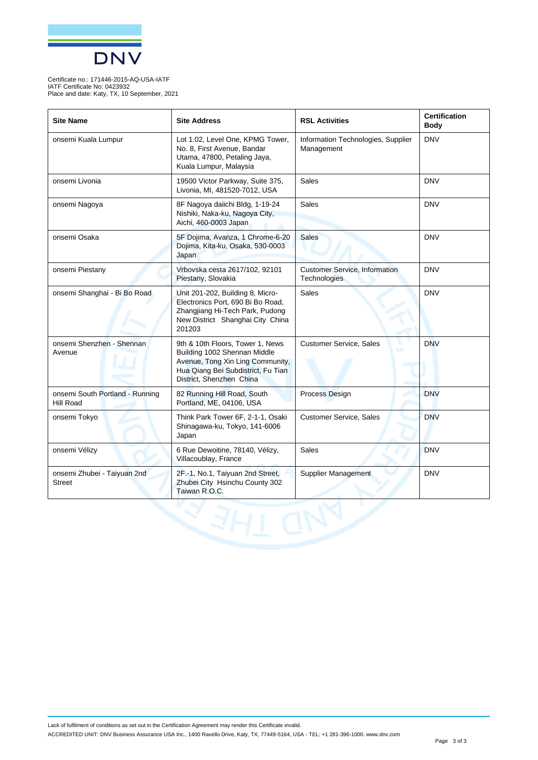Certificate no.: 171446-2015-AQ-USA-IATF
IATF Certificate No: 0423932
Place and date: Katy, TX, 10 September, 2021

| Site Name | Site Address | RSL Activities | Certification Body |
|---|---|---|---|
| onsemi Kuala Lumpur | Lot 1.02, Level One, KPMG Tower, No. 8, First Avenue, Bandar Utama, 47800, Petaling Jaya, Kuala Lumpur, Malaysia | Information Technologies, Supplier Management | DNV |
| onsemi Livonia | 19500 Victor Parkway, Suite 375, Livonia, MI, 481520-7012, USA | Sales | DNV |
| onsemi Nagoya | 8F Nagoya daiichi Bldg, 1-19-24 Nishiki, Naka-ku, Nagoya City, Aichi, 460-0003 Japan | Sales | DNV |
| onsemi Osaka | 5F Dojima, Avanza, 1 Chrome-6-20 Dojima, Kita-ku, Osaka, 530-0003 Japan | Sales | DNV |
| onsemi Piestany | Vrbovska cesta 2617/102, 92101 Piestany, Slovakia | Customer Service, Information Technologies | DNV |
| onsemi Shanghai - Bi Bo Road | Unit 201-202, Building 8, Micro-Electronics Port, 690 Bi Bo Road, Zhangjiang Hi-Tech Park, Pudong New District Shanghai City China 201203 | Sales | DNV |
| onsemi Shenzhen - Shennan Avenue | 9th & 10th Floors, Tower 1, News Building 1002 Shennan Middle Avenue, Tong Xin Ling Community, Hua Qiang Bei Subdistrict, Fu Tian District, Shenzhen China | Customer Service, Sales | DNV |
| onsemi South Portland - Running Hill Road | 82 Running Hill Road, South Portland, ME, 04106, USA | Process Design | DNV |
| onsemi Tokyo | Think Park Tower 6F, 2-1-1, Osaki Shinagawa-ku, Tokyo, 141-6006 Japan | Customer Service, Sales | DNV |
| onsemi Vélizy | 6 Rue Dewoitine, 78140, Vélizy, Villacoublay, France | Sales | DNV |
| onsemi Zhubei - Taiyuan 2nd Street | 2F.-1, No.1, Taiyuan 2nd Street, Zhubei City Hsinchu County 302 Taiwan R.O.C. | Supplier Management | DNV |

Lack of fulfilment of conditions as set out in the Certification Agreement may render this Certificate invalid.

ACCREDITED UNIT: DNV Business Assurance USA Inc., 1400 Ravello Drive, Katy, TX, 77449-5164, USA - TEL: +1 281-396-1000. www.dnv.com